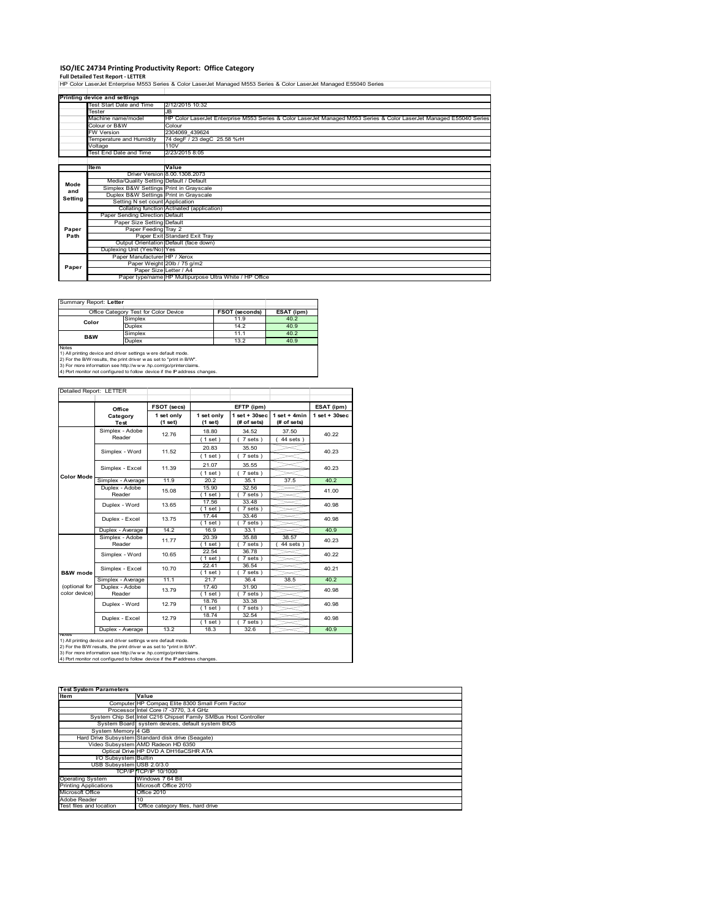# ISO/IEC 24734 Printing Productivity Report: Office Category

**Full Detailed Test Report - LETTER**

HP Color LaserJet Enterprise M553 Series & Color LaserJet Managed M553 Series & Color LaserJet Managed E55040 Series

| Printing device and settings | |
|---|---|
| Test Start Date and Time | 2/12/2015 10:32 |
| Tester | JB |
| Machine name/model | HP Color LaserJet Enterprise M553 Series & Color LaserJet Managed M553 Series & Color LaserJet Managed E55040 Series |
| Colour or B&W | Colour |
| FW Version | 2304069_439624 |
| Temperature and Humidity | 74 degF / 23 degC 25.58 %rH |
| Voltage | 110V |
| Test End Date and Time | 2/23/2015 8:05 |

| | Item | Value |
|---|---|---|
| Mode and Setting | Driver Version | 8.00.1308.2073 |
| | Media/Quality Setting | Default / Default |
| | Simplex B&W Settings | Print in Grayscale |
| | Duplex B&W Settings | Print in Grayscale |
| | Setting N set count | Application |
| | Collating function | Activated (application) |
| Paper Path | Paper Sending Direction | Default |
| | Paper Size Setting | Default |
| | Paper Feeding | Tray 2 |
| | Paper Exit | Standard Exit Tray |
| | Output Orientation | Default (face down) |
| | Duplexing Unit (Yes/No) | Yes |
| Paper | Paper Manufacturer | HP / Xerox |
| | Paper Weight | 20lb / 75 g/m2 |
| | Paper Size | Letter / A4 |
| | Paper type/name | HP Multipurpose Ultra White / HP Office |

Summary Report: **Letter**

| Office Category Test for Color Device | | FSOT (seconds) | ESAT (ipm) |
|---|---|---|---|
| Color | Simplex | 11.9 | 40.2 |
| | Duplex | 14.2 | 40.9 |
| B&W | Simplex | 11.1 | 40.2 |
| | Duplex | 13.2 | 40.9 |

Notes
1) All printing device and driver settings were default mode.
2) For the B/W results, the print driver was set to "print in B/W".
3) For more information see http://www.hp.com/go/printerclaims.
4) Port monitor not configured to follow device if the IP address changes.

Detailed Report: LETTER

| | Office Category Test | FSOT (secs) 1 set only (1 set) | EFTP (ipm) 1 set only (1 set) | EFTP (ipm) 1 set + 30sec (# of sets) | EFTP (ipm) 1 set + 4min (# of sets) | ESAT (ipm) 1 set + 30sec |
|---|---|---|---|---|---|---|
| Color Mode | Simplex - Adobe Reader | 12.76 | 18.80 (1 set) | 34.52 (7 sets) | 37.50 (44 sets) | 40.22 |
| | Simplex - Word | 11.52 | 20.83 (1 set) | 35.50 (7 sets) | | 40.23 |
| | Simplex - Excel | 11.39 | 21.07 (1 set) | 35.55 (7 sets) | | 40.23 |
| | Simplex - Average | 11.9 | 20.2 | 35.1 | 37.5 | 40.2 |
| | Duplex - Adobe Reader | 15.08 | 15.90 (1 set) | 32.56 (7 sets) | | 41.00 |
| | Duplex - Word | 13.65 | 17.56 (1 set) | 33.48 (7 sets) | | 40.98 |
| | Duplex - Excel | 13.75 | 17.44 (1 set) | 33.46 (7 sets) | | 40.98 |
| | Duplex - Average | 14.2 | 16.9 | 33.1 | | 40.9 |
| B&W mode (optional for color device) | Simplex - Adobe Reader | 11.77 | 20.39 (1 set) | 35.88 (7 sets) | 38.57 (44 sets) | 40.23 |
| | Simplex - Word | 10.65 | 22.54 (1 set) | 36.78 (7 sets) | | 40.22 |
| | Simplex - Excel | 10.70 | 22.41 (1 set) | 36.54 (7 sets) | | 40.21 |
| | Simplex - Average | 11.1 | 21.7 | 36.4 | 38.5 | 40.2 |
| | Duplex - Adobe Reader | 13.79 | 17.40 (1 set) | 31.90 (7 sets) | | 40.98 |
| | Duplex - Word | 12.79 | 18.76 (1 set) | 33.38 (7 sets) | | 40.98 |
| | Duplex - Excel | 12.79 | 18.74 (1 set) | 32.54 (7 sets) | | 40.98 |
| | Duplex - Average | 13.2 | 18.3 | 32.6 | | 40.9 |

Notes
1) All printing device and driver settings were default mode.
2) For the B/W results, the print driver was set to "print in B/W".
3) For more information see http://www.hp.com/go/printerclaims.
4) Port monitor not configured to follow device if the IP address changes.

| Test System Parameters | |
|---|---|
| **Item** | **Value** |
| Computer | HP Compaq Elite 8300 Small Form Factor |
| Processor | Intel Core i7 -3770, 3.4 GHz |
| System Chip Set | Intel C216 Chipset Family SMBus Host Controller |
| System Board | system devices, default system BIOS |
| System Memory | 4 GB |
| Hard Drive Subsystem | Standard disk drive (Seagate) |
| Video Subsystem | AMD Radeon HD 6350 |
| Optical Drive | HP DVD A DH16aCSHR ATA |
| I/O Subsystem | Builtin |
| USB Subsystem | USB 2.0/3.0 |
| TCP/IP | TCP/IP 10/1000 |
| Operating System | Windows 7 64 Bit |
| Printing Applications | Microsoft Office 2010 |
| Microsoft Office | Office 2010 |
| Adobe Reader | 10 |
| Test files and location | Office category files, hard drive |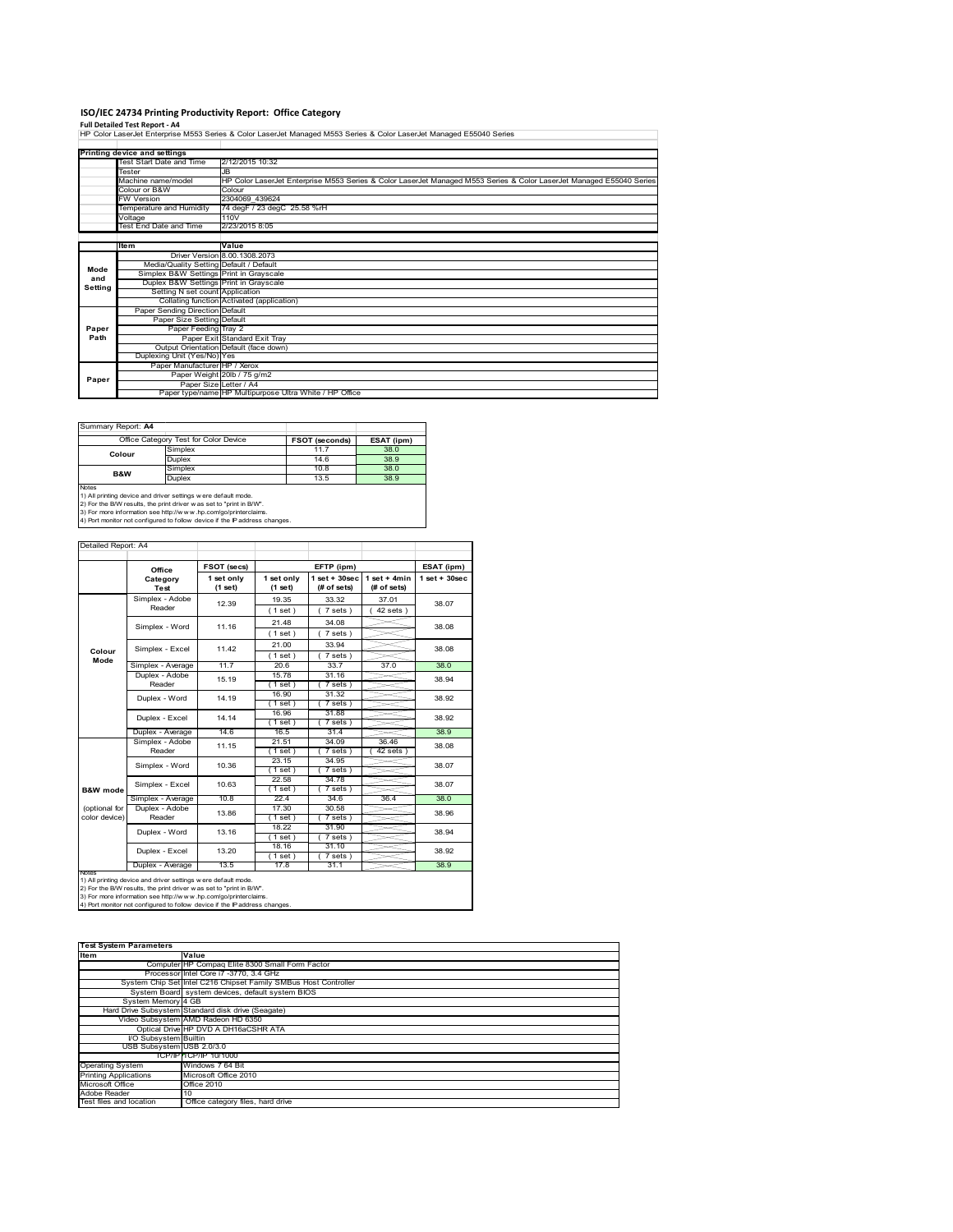# ISO/IEC 24734 Printing Productivity Report: Office Category

**Full Detailed Test Report - A4**

HP Color LaserJet Enterprise M553 Series & Color LaserJet Managed M553 Series & Color LaserJet Managed E55040 Series

| Printing device and settings | |
|---|---|
| Test Start Date and Time | 2/12/2015 10:32 |
| Tester | JB |
| Machine name/model | HP Color LaserJet Enterprise M553 Series & Color LaserJet Managed M553 Series & Color LaserJet Managed E55040 Series |
| Colour or B&W | Colour |
| FW Version | 2304069_439624 |
| Temperature and Humidity | 74 degF / 23 degC 25.58 %rH |
| Voltage | 110V |
| Test End Date and Time | 2/23/2015 8:05 |

| | Item | Value |
|---|---|---|
| Mode and Setting | Driver Version | 8.00.1308.2073 |
| | Media/Quality Setting | Default / Default |
| | Simplex B&W Settings | Print in Grayscale |
| | Duplex B&W Settings | Print in Grayscale |
| | Setting N set count | Application |
| | Collating function | Activated (application) |
| Paper Path | Paper Sending Direction | Default |
| | Paper Size Setting | Default |
| | Paper Feeding | Tray 2 |
| | Paper Exit | Standard Exit Tray |
| | Output Orientation | Default (face down) |
| | Duplexing Unit (Yes/No) | Yes |
| Paper | Paper Manufacturer | HP / Xerox |
| | Paper Weight | 20lb / 75 g/m2 |
| | Paper Size | Letter / A4 |
| | Paper type/name | HP Multipurpose Ultra White / HP Office |

Summary Report: **A4**

| Office Category Test for Color Device | | FSOT (seconds) | ESAT (ipm) |
|---|---|---|---|
| Colour | Simplex | 11.7 | 38.0 |
| | Duplex | 14.6 | 38.9 |
| B&W | Simplex | 10.8 | 38.0 |
| | Duplex | 13.5 | 38.9 |

Notes
1) All printing device and driver settings were default mode.
2) For the B/W results, the print driver was set to "print in B/W".
3) For more information see http://www.hp.com/go/printerclaims.
4) Port monitor not configured to follow device if the IP address changes.

Detailed Report: A4

| | Office Category Test | FSOT (secs) 1 set only (1 set) | EFTP (ipm) 1 set only (1 set) | EFTP (ipm) 1 set + 30sec (# of sets) | EFTP (ipm) 1 set + 4min (# of sets) | ESAT (ipm) 1 set + 30sec |
|---|---|---|---|---|---|---|
| Colour Mode | Simplex - Adobe Reader | 12.39 | 19.35 (1 set) | 33.32 (7 sets) | 37.01 (42 sets) | 38.07 |
| | Simplex - Word | 11.16 | 21.48 (1 set) | 34.08 (7 sets) | | 38.08 |
| | Simplex - Excel | 11.42 | 21.00 (1 set) | 33.94 (7 sets) | | 38.08 |
| | Simplex - Average | 11.7 | 20.6 | 33.7 | 37.0 | 38.0 |
| | Duplex - Adobe Reader | 15.19 | 15.78 (1 set) | 31.16 (7 sets) | | 38.94 |
| | Duplex - Word | 14.19 | 16.90 (1 set) | 31.32 (7 sets) | | 38.92 |
| | Duplex - Excel | 14.14 | 16.96 (1 set) | 31.88 (7 sets) | | 38.92 |
| | Duplex - Average | 14.6 | 16.5 | 31.4 | | 38.9 |
| B&W mode (optional for color device) | Simplex - Adobe Reader | 11.15 | 21.51 (1 set) | 34.09 (7 sets) | 36.46 (42 sets) | 38.08 |
| | Simplex - Word | 10.36 | 23.15 (1 set) | 34.95 (7 sets) | | 38.07 |
| | Simplex - Excel | 10.63 | 22.58 (1 set) | 34.78 (7 sets) | | 38.07 |
| | Simplex - Average | 10.8 | 22.4 | 34.6 | 36.4 | 38.0 |
| | Duplex - Adobe Reader | 13.86 | 17.30 (1 set) | 30.58 (7 sets) | | 38.96 |
| | Duplex - Word | 13.16 | 18.22 (1 set) | 31.90 (7 sets) | | 38.94 |
| | Duplex - Excel | 13.20 | 18.16 (1 set) | 31.10 (7 sets) | | 38.92 |
| | Duplex - Average | 13.5 | 17.8 | 31.1 | | 38.9 |

Notes
1) All printing device and driver settings were default mode.
2) For the B/W results, the print driver was set to "print in B/W".
3) For more information see http://www.hp.com/go/printerclaims.
4) Port monitor not configured to follow device if the IP address changes.

| Test System Parameters | |
|---|---|
| **Item** | **Value** |
| Computer | HP Compaq Elite 8300 Small Form Factor |
| Processor | Intel Core i7 -3770, 3.4 GHz |
| System Chip Set | Intel C216 Chipset Family SMBus Host Controller |
| System Board | system devices, default system BIOS |
| System Memory | 4 GB |
| Hard Drive Subsystem | Standard disk drive (Seagate) |
| Video Subsystem | AMD Radeon HD 6350 |
| Optical Drive | HP DVD A DH16aCSHR ATA |
| I/O Subsystem | Builtin |
| USB Subsystem | USB 2.0/3.0 |
| TCP/IP | TCP/IP 10/1000 |
| Operating System | Windows 7 64 Bit |
| Printing Applications | Microsoft Office 2010 |
| Microsoft Office | Office 2010 |
| Adobe Reader | 10 |
| Test files and location | Office category files, hard drive |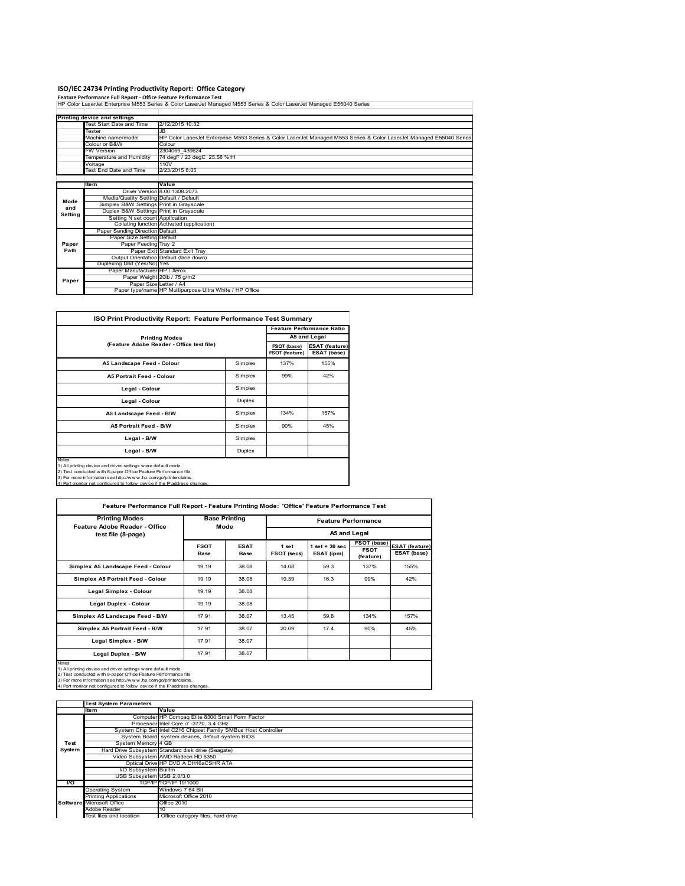# ISO/IEC 24734 Printing Productivity Report: Office Category

**Feature Performance Full Report - Office Feature Performance Test**

HP Color LaserJet Enterprise M553 Series & Color LaserJet Managed M553 Series & Color LaserJet Managed E55040 Series

| Printing device and settings | | |
|---|---|---|
| | Test Start Date and Time | 2/12/2015 10:32 |
| | Tester | JB |
| | Machine name/model | HP Color LaserJet Enterprise M553 Series & Color LaserJet Managed M553 Series & Color LaserJet Managed E55040 Series |
| | Colour or B&W | Colour |
| | FW Version | 2304069_439624 |
| | Temperature and Humidity | 74 degF / 23 degC 25.58 %rH |
| | Voltage | 110V |
| | Test End Date and Time | 2/23/2015 8:05 |

| | Item | Value |
|---|---|---|
| Mode and Setting | Driver Version | 8.00.1308.2073 |
| | Media/Quality Setting | Default / Default |
| | Simplex B&W Settings | Print in Grayscale |
| | Duplex B&W Settings | Print in Grayscale |
| | Setting N set count | Application |
| | Collating function | Activated (application) |
| Paper Path | Paper Sending Direction | Default |
| | Paper Size Setting | Default |
| | Paper Feeding | Tray 2 |
| | Paper Exit | Standard Exit Tray |
| | Output Orientation | Default (face down) |
| | Duplexing Unit (Yes/No) | Yes |
| Paper | Paper Manufacturer | HP / Xerox |
| | Paper Weight | 20lb / 75 g/m2 |
| | Paper Size | Letter / A4 |
| | Paper type/name | HP Multipurpose Ultra White / HP Office |

## ISO Print Productivity Report: Feature Performance Test Summary

| Printing Modes (Feature Adobe Reader - Office test file) | | Feature Performance Ratio A5 and Legal | |
|---|---|---|---|
| | | FSOT (base) / FSOT (feature) | ESAT (feature) / ESAT (base) |
| A5 Landscape Feed - Colour | Simplex | 137% | 155% |
| A5 Portrait Feed - Colour | Simplex | 99% | 42% |
| Legal - Colour | Simplex | | |
| Legal - Colour | Duplex | | |
| A5 Landscape Feed - B/W | Simplex | 134% | 157% |
| A5 Portrait Feed - B/W | Simplex | 90% | 45% |
| Legal - B/W | Simplex | | |
| Legal - B/W | Duplex | | |

Notes
1) All printing device and driver settings were default mode.
2) Test conducted with 8-paper Office Feature Performance file.
3) For more information see http://www.hp.com/go/printerclaims.
4) Port monitor not configured to follow device if the IP address changes.

## Feature Performance Full Report - Feature Printing Mode: 'Office' Feature Performance Test

| Printing Modes Feature Adobe Reader - Office test file (8-page) | Base Printing Mode | | Feature Performance A5 and Legal | | | |
|---|---|---|---|---|---|---|
| | FSOT Base | ESAT Base | 1 set FSOT (secs) | 1 set + 30 sec ESAT (ipm) | FSOT (base) / FSOT (feature) | ESAT (feature) / ESAT (base) |
| Simplex A5 Landscape Feed - Colour | 19.19 | 38.08 | 14.08 | 59.3 | 137% | 155% |
| Simplex A5 Portrait Feed - Colour | 19.19 | 38.08 | 19.39 | 16.3 | 99% | 42% |
| Legal Simplex - Colour | 19.19 | 38.08 | | | | |
| Legal Duplex - Colour | 19.19 | 38.08 | | | | |
| Simplex A5 Landscape Feed - B/W | 17.91 | 38.07 | 13.45 | 59.8 | 134% | 157% |
| Simplex A5 Portrait Feed - B/W | 17.91 | 38.07 | 20.09 | 17.4 | 90% | 45% |
| Legal Simplex - B/W | 17.91 | 38.07 | | | | |
| Legal Duplex - B/W | 17.91 | 38.07 | | | | |

Notes
1) All printing device and driver settings were default mode.
2) Test conducted with 8-paper Office Feature Performance file
3) For more information see http://www.hp.com/go/printerclaims.
4) Port monitor not configured to follow device if the IP address changes.

| | Test System Parameters | |
|---|---|---|
| | Item | Value |
| Test System | Computer | HP Compaq Elite 8300 Small Form Factor |
| | Processor | Intel Core i7 -3770, 3.4 GHz |
| | System Chip Set | Intel C216 Chipset Family SMBus Host Controller |
| | System Board | system devices, default system BIOS |
| | System Memory | 4 GB |
| | Hard Drive Subsystem | Standard disk drive (Seagate) |
| | Video Subsystem | AMD Radeon HD 6350 |
| | Optical Drive | HP DVD A DH16aCSHR ATA |
| | I/O Subsystem | Builtin |
| | USB Subsystem | USB 2.0/3.0 |
| I/O | TCP/IP | TCP/IP 10/1000 |
| Software | Operating System | Windows 7 64 Bit |
| | Printing Applications | Microsoft Office 2010 |
| | Microsoft Office | Office 2010 |
| | Adobe Reader | 10 |
| | Test files and location | Office category files, hard drive |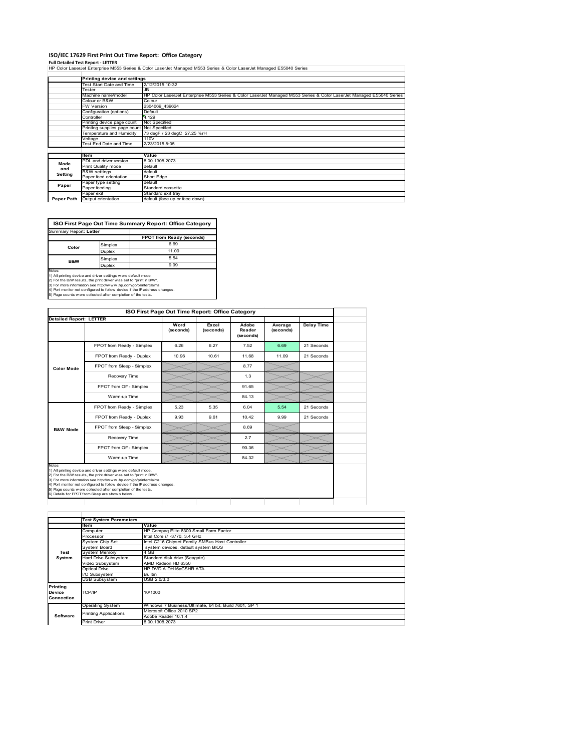# ISO/IEC 17629 First Print Out Time Report: Office Category

**Full Detailed Test Report - LETTER**

HP Color LaserJet Enterprise M553 Series & Color LaserJet Managed M553 Series & Color LaserJet Managed E55040 Series

| | Printing device and settings | |
|---|---|---|
| | Test Start Date and Time | 2/12/2015 10:32 |
| | Tester | JB |
| | Machine name/model | HP Color LaserJet Enterprise M553 Series & Color LaserJet Managed M553 Series & Color LaserJet Managed E55040 Series |
| | Colour or B&W | Colour |
| | FW Version | 2304069_439624 |
| | Configuration (options) | Default |
| | Controller | 4.129 |
| | Printing device page count | Not Specified |
| | Printing supplies page count | Not Specified |
| | Temperature and Humidity | 73 degF / 23 degC 27.25 %rH |
| | Voltage | 110V |
| | Test End Date and Time | 2/23/2015 8:05 |
| | **Item** | **Value** |
| Mode and Setting | PDL and driver version | 8.00.1308.2073 |
| | Print Quality mode | default |
| | B&W settings | default |
| | Paper feed orientation | Short Edge |
| Paper | Paper type setting | default |
| | Paper feeding | Standard cassette |
| | Paper exit | Standard exit tray |
| Paper Path | Output orientation | default (face up or face down) |

| ISO First Page Out Time Summary Report: Office Category | | |
|---|---|---|
| Summary Report: **Letter** | | |
| | | **FPOT from Ready (seconds)** |
| Color | Simplex | 6.69 |
| | Duplex | 11.09 |
| B&W | Simplex | 5.54 |
| | Duplex | 9.99 |

Notes
1) All printing device and driver settings were default mode.
2) For the B/W results, the print driver was set to "print in B/W".
3) For more information see http://www.hp.com/go/printerclaims.
4) Port monitor not configured to follow device if the IP address changes.
5) Page counts were collected after completion of the tests.

| ISO First Page Out Time Report: Office Category | | | | | | |
|---|---|---|---|---|---|---|
| **Detailed Report: LETTER** | | **Word (seconds)** | **Excel (seconds)** | **Adobe Reader (seconds)** | **Average (seconds)** | **Delay Time** |
| Color Mode | FPOT from Ready - Simplex | 6.26 | 6.27 | 7.52 | 6.69 | 21 Seconds |
| | FPOT from Ready - Duplex | 10.96 | 10.61 | 11.68 | 11.09 | 21 Seconds |
| | FPOT from Sleep - Simplex | | | 8.77 | | |
| | Recovery Time | | | 1.3 | | |
| | FPOT from Off - Simplex | | | 91.65 | | |
| | Warm-up Time | | | 84.13 | | |
| B&W Mode | FPOT from Ready - Simplex | 5.23 | 5.35 | 6.04 | 5.54 | 21 Seconds |
| | FPOT from Ready - Duplex | 9.93 | 9.61 | 10.42 | 9.99 | 21 Seconds |
| | FPOT from Sleep - Simplex | | | 8.69 | | |
| | Recovery Time | | | 2.7 | | |
| | FPOT from Off - Simplex | | | 90.36 | | |
| | Warm-up Time | | | 84.32 | | |

Notes
1) All printing device and driver settings were default mode.
2) For the B/W results, the print driver was set to "print in B/W".
3) For more information see http://www.hp.com/go/printerclaims.
4) Port monitor not configured to follow device if the IP address changes.
5) Page counts were collected after completion of the tests.
6) Details for FPOT from Sleep are shown below.

| | Test System Parameters | |
|---|---|---|
| | **Item** | **Value** |
| Test System | Computer | HP Compaq Elite 8300 Small Form Factor |
| | Processor | Intel Core i7 -3770, 3.4 GHz |
| | System Chip Set | Intel C216 Chipset Family SMBus Host Controller |
| | System Board | system devices, default system BIOS |
| | System Memory | 4 GB |
| | Hard Drive Subsystem | Standard disk drive (Seagate) |
| | Video Subsystem | AMD Radeon HD 6350 |
| | Optical Drive | HP DVD A DH16aCSHR ATA |
| | I/O Subsystem | Builtin |
| | USB Subsystem | USB 2.0/3.0 |
| Printing Device Connection | TCP/IP | 10/1000 |
| Software | Operating System | Windows 7 Business/Ultimate, 64 bit, Build 7601, SP 1 |
| | Printing Applications | Microsoft Office 2010 SP2<br>Adobe Reader 10.1.4 |
| | Print Driver | 8.00.1308.2073 |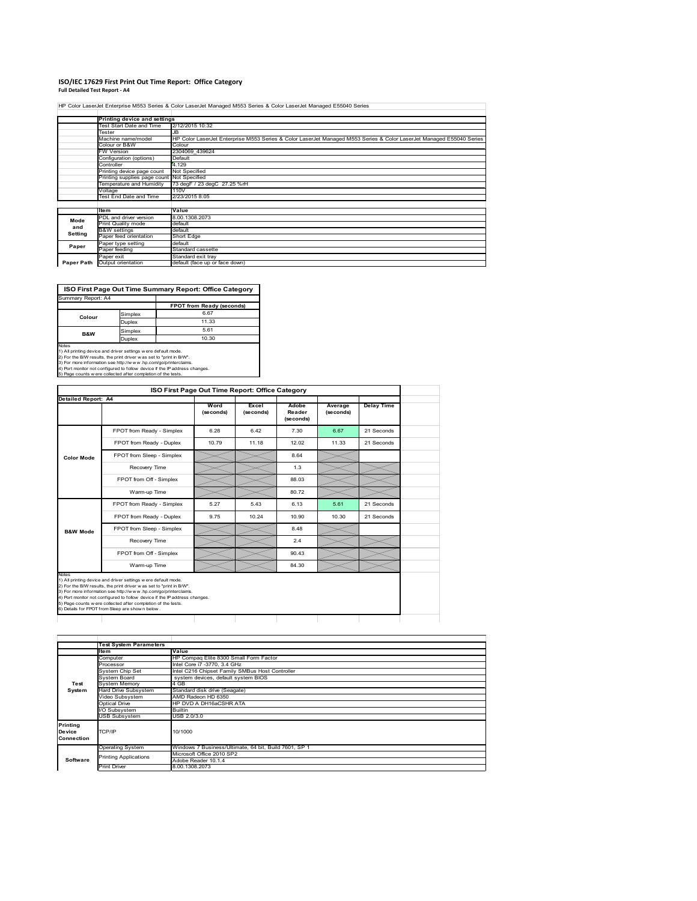# ISO/IEC 17629 First Print Out Time Report: Office Category

**Full Detailed Test Report - A4**

HP Color LaserJet Enterprise M553 Series & Color LaserJet Managed M553 Series & Color LaserJet Managed E55040 Series

| | Printing device and settings | |
|---|---|---|
| | Test Start Date and Time | 2/12/2015 10:32 |
| | Tester | JB |
| | Machine name/model | HP Color LaserJet Enterprise M553 Series & Color LaserJet Managed M553 Series & Color LaserJet Managed E55040 Series |
| | Colour or B&W | Colour |
| | FW Version | 2304069_439624 |
| | Configuration (options) | Default |
| | Controller | 4.129 |
| | Printing device page count | Not Specified |
| | Printing supplies page count | Not Specified |
| | Temperature and Humidity | 73 degF / 23 degC 27.25 %rH |
| | Voltage | 110V |
| | Test End Date and Time | 2/23/2015 8:05 |

| | Item | Value |
|---|---|---|
| Mode and Setting | PDL and driver version | 8.00.1308.2073 |
| | Print Quality mode | default |
| | B&W settings | default |
| | Paper feed orientation | Short Edge |
| Paper | Paper type setting | default |
| | Paper feeding | Standard cassette |
| Paper Path | Paper exit | Standard exit tray |
| | Output orientation | default (face up or face down) |

**ISO First Page Out Time Summary Report: Office Category**

| Summary Report: A4 | | |
|---|---|---|
| | | FPOT from Ready (seconds) |
| Colour | Simplex | 6.67 |
| | Duplex | 11.33 |
| B&W | Simplex | 5.61 |
| | Duplex | 10.30 |

Notes
1) All printing device and driver settings were default mode.
2) For the B/W results, the print driver was set to "print in B/W".
3) For more information see http://www.hp.com/go/printerclaims.
4) Port monitor not configured to follow device if the IP address changes.
5) Page counts were collected after completion of the tests.

**ISO First Page Out Time Report: Office Category**

| Detailed Report: A4 | | Word (seconds) | Excel (seconds) | Adobe Reader (seconds) | Average (seconds) | Delay Time |
|---|---|---|---|---|---|---|
| Color Mode | FPOT from Ready - Simplex | 6.28 | 6.42 | 7.30 | 6.67 | 21 Seconds |
| | FPOT from Ready - Duplex | 10.79 | 11.18 | 12.02 | 11.33 | 21 Seconds |
| | FPOT from Sleep - Simplex | | | 8.64 | | |
| | Recovery Time | | | 1.3 | | |
| | FPOT from Off - Simplex | | | 88.03 | | |
| | Warm-up Time | | | 80.72 | | |
| B&W Mode | FPOT from Ready - Simplex | 5.27 | 5.43 | 6.13 | 5.61 | 21 Seconds |
| | FPOT from Ready - Duplex | 9.75 | 10.24 | 10.90 | 10.30 | 21 Seconds |
| | FPOT from Sleep - Simplex | | | 8.48 | | |
| | Recovery Time | | | 2.4 | | |
| | FPOT from Off - Simplex | | | 90.43 | | |
| | Warm-up Time | | | 84.30 | | |

Notes
1) All printing device and driver settings were default mode.
2) For the B/W results, the print driver was set to "print in B/W".
3) For more information see http://www.hp.com/go/printerclaims.
4) Port monitor not configured to follow device if the IP address changes.
5) Page counts were collected after completion of the tests.
6) Details for FPOT from Sleep are shown below.

| | Test System Parameters | |
|---|---|---|
| | Item | Value |
| Test System | Computer | HP Compaq Elite 8300 Small Form Factor |
| | Processor | Intel Core i7 -3770, 3.4 GHz |
| | System Chip Set | Intel C216 Chipset Family SMBus Host Controller |
| | System Board | system devices, default system BIOS |
| | System Memory | 4 GB |
| | Hard Drive Subsystem | Standard disk drive (Seagate) |
| | Video Subsystem | AMD Radeon HD 6350 |
| | Optical Drive | HP DVD A DH16aCSHR ATA |
| | I/O Subsystem | Builtin |
| | USB Subsystem | USB 2.0/3.0 |
| Printing Device Connection | TCP/IP | 10/1000 |
| Software | Operating System | Windows 7 Business/Ultimate, 64 bit, Build 7601, SP 1 |
| | Printing Applications | Microsoft Office 2010 SP2<br>Adobe Reader 10.1.4 |
| | Print Driver | 8.00.1308.2073 |